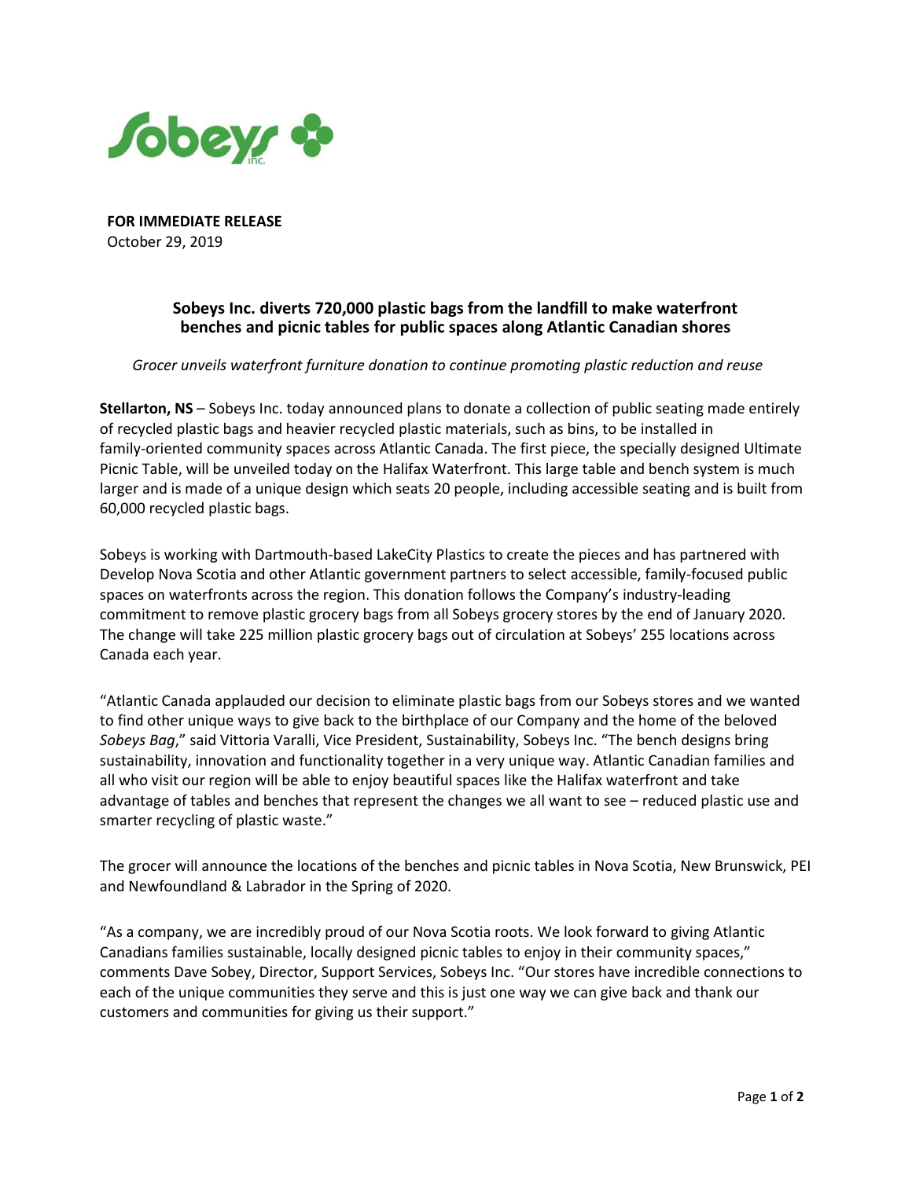**FOR IMMEDIATE RELEASE**
October 29, 2019

## Sobeys Inc. diverts 720,000 plastic bags from the landfill to make waterfront benches and picnic tables for public spaces along Atlantic Canadian shores

*Grocer unveils waterfront furniture donation to continue promoting plastic reduction and reuse*

**Stellarton, NS** – Sobeys Inc. today announced plans to donate a collection of public seating made entirely of recycled plastic bags and heavier recycled plastic materials, such as bins, to be installed in family-oriented community spaces across Atlantic Canada. The first piece, the specially designed Ultimate Picnic Table, will be unveiled today on the Halifax Waterfront. This large table and bench system is much larger and is made of a unique design which seats 20 people, including accessible seating and is built from 60,000 recycled plastic bags.

Sobeys is working with Dartmouth-based LakeCity Plastics to create the pieces and has partnered with Develop Nova Scotia and other Atlantic government partners to select accessible, family-focused public spaces on waterfronts across the region. This donation follows the Company's industry-leading commitment to remove plastic grocery bags from all Sobeys grocery stores by the end of January 2020. The change will take 225 million plastic grocery bags out of circulation at Sobeys' 255 locations across Canada each year.

"Atlantic Canada applauded our decision to eliminate plastic bags from our Sobeys stores and we wanted to find other unique ways to give back to the birthplace of our Company and the home of the beloved *Sobeys Bag*," said Vittoria Varalli, Vice President, Sustainability, Sobeys Inc. "The bench designs bring sustainability, innovation and functionality together in a very unique way. Atlantic Canadian families and all who visit our region will be able to enjoy beautiful spaces like the Halifax waterfront and take advantage of tables and benches that represent the changes we all want to see – reduced plastic use and smarter recycling of plastic waste."

The grocer will announce the locations of the benches and picnic tables in Nova Scotia, New Brunswick, PEI and Newfoundland & Labrador in the Spring of 2020.

"As a company, we are incredibly proud of our Nova Scotia roots. We look forward to giving Atlantic Canadians families sustainable, locally designed picnic tables to enjoy in their community spaces," comments Dave Sobey, Director, Support Services, Sobeys Inc. "Our stores have incredible connections to each of the unique communities they serve and this is just one way we can give back and thank our customers and communities for giving us their support."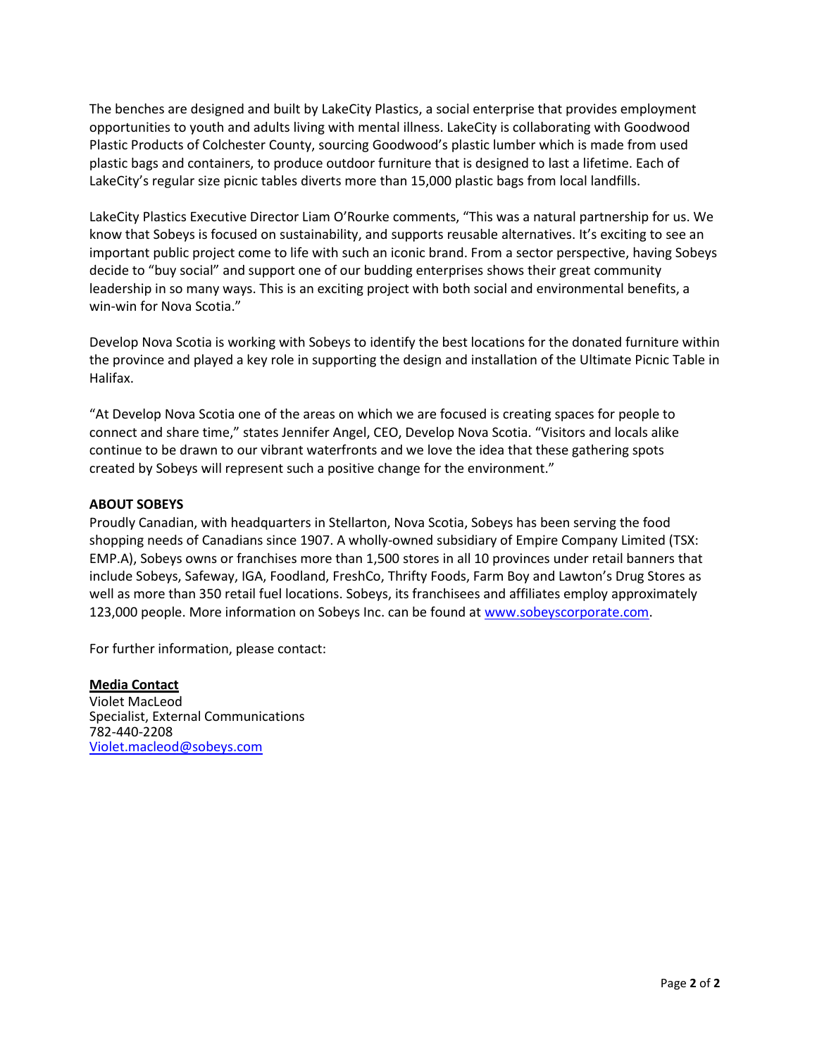The benches are designed and built by LakeCity Plastics, a social enterprise that provides employment opportunities to youth and adults living with mental illness. LakeCity is collaborating with Goodwood Plastic Products of Colchester County, sourcing Goodwood's plastic lumber which is made from used plastic bags and containers, to produce outdoor furniture that is designed to last a lifetime. Each of LakeCity's regular size picnic tables diverts more than 15,000 plastic bags from local landfills.

LakeCity Plastics Executive Director Liam O'Rourke comments, "This was a natural partnership for us. We know that Sobeys is focused on sustainability, and supports reusable alternatives. It's exciting to see an important public project come to life with such an iconic brand. From a sector perspective, having Sobeys decide to "buy social" and support one of our budding enterprises shows their great community leadership in so many ways. This is an exciting project with both social and environmental benefits, a win-win for Nova Scotia."

Develop Nova Scotia is working with Sobeys to identify the best locations for the donated furniture within the province and played a key role in supporting the design and installation of the Ultimate Picnic Table in Halifax.

"At Develop Nova Scotia one of the areas on which we are focused is creating spaces for people to connect and share time," states Jennifer Angel, CEO, Develop Nova Scotia. "Visitors and locals alike continue to be drawn to our vibrant waterfronts and we love the idea that these gathering spots created by Sobeys will represent such a positive change for the environment."

**ABOUT SOBEYS**

Proudly Canadian, with headquarters in Stellarton, Nova Scotia, Sobeys has been serving the food shopping needs of Canadians since 1907. A wholly-owned subsidiary of Empire Company Limited (TSX: EMP.A), Sobeys owns or franchises more than 1,500 stores in all 10 provinces under retail banners that include Sobeys, Safeway, IGA, Foodland, FreshCo, Thrifty Foods, Farm Boy and Lawton's Drug Stores as well as more than 350 retail fuel locations. Sobeys, its franchisees and affiliates employ approximately 123,000 people. More information on Sobeys Inc. can be found at [www.sobeyscorporate.com](http://www.sobeyscorporate.com).

For further information, please contact:

**Media Contact**
Violet MacLeod
Specialist, External Communications
782-440-2208
[Violet.macleod@sobeys.com](mailto:Violet.macleod@sobeys.com)